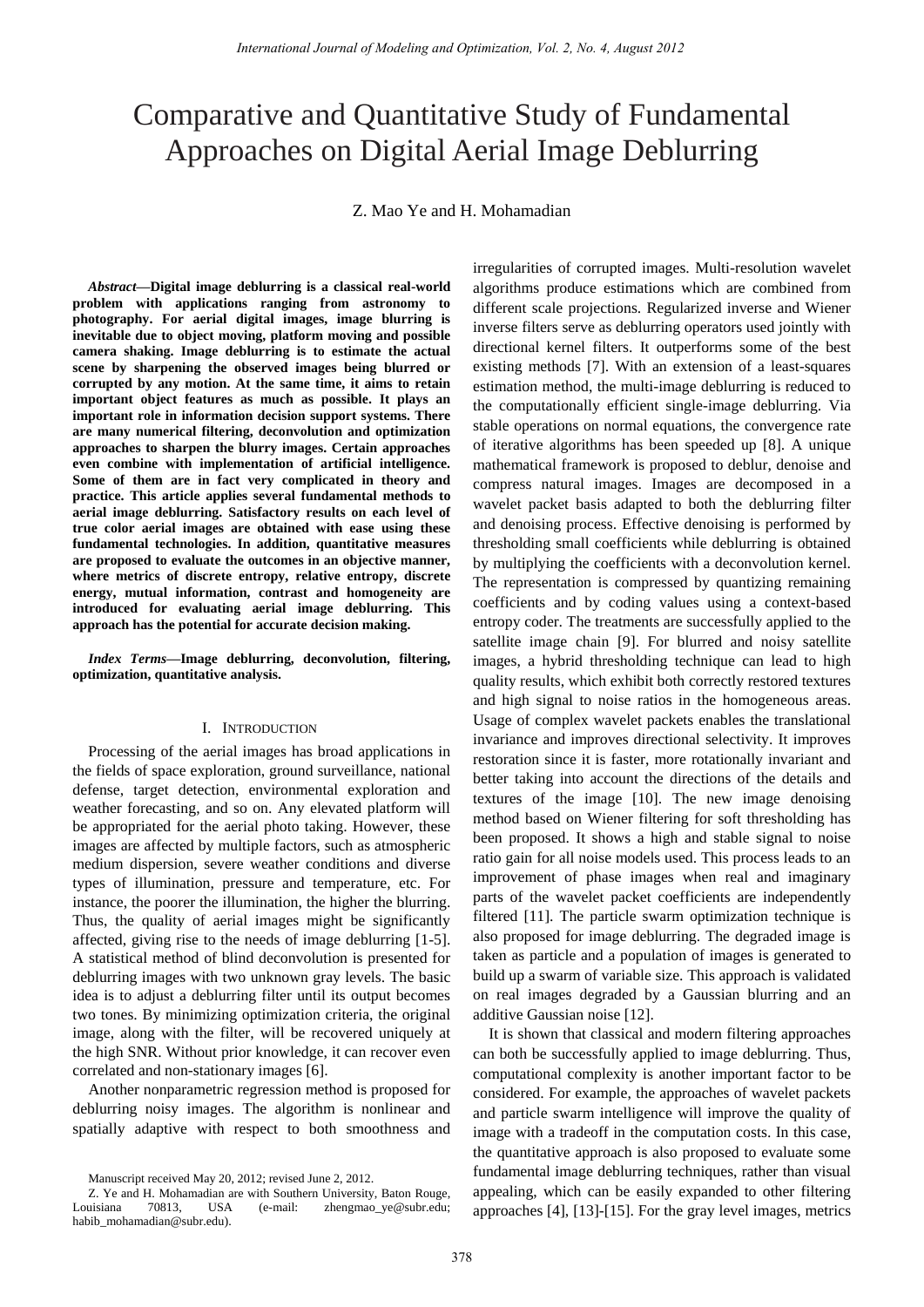# Comparative and Quantitative Study of Fundamental Approaches on Digital Aerial Image Deblurring

Z. Mao Ye and H. Mohamadian

***Abstract*—Digital image deblurring is a classical real-world problem with applications ranging from astronomy to photography. For aerial digital images, image blurring is inevitable due to object moving, platform moving and possible camera shaking. Image deblurring is to estimate the actual scene by sharpening the observed images being blurred or corrupted by any motion. At the same time, it aims to retain important object features as much as possible. It plays an important role in information decision support systems. There are many numerical filtering, deconvolution and optimization approaches to sharpen the blurry images. Certain approaches even combine with implementation of artificial intelligence. Some of them are in fact very complicated in theory and practice. This article applies several fundamental methods to aerial image deblurring. Satisfactory results on each level of true color aerial images are obtained with ease using these fundamental technologies. In addition, quantitative measures are proposed to evaluate the outcomes in an objective manner, where metrics of discrete entropy, relative entropy, discrete energy, mutual information, contrast and homogeneity are introduced for evaluating aerial image deblurring. This approach has the potential for accurate decision making.**

***Index Terms*—Image deblurring, deconvolution, filtering, optimization, quantitative analysis.**

## I. Introduction

Processing of the aerial images has broad applications in the fields of space exploration, ground surveillance, national defense, target detection, environmental exploration and weather forecasting, and so on. Any elevated platform will be appropriated for the aerial photo taking. However, these images are affected by multiple factors, such as atmospheric medium dispersion, severe weather conditions and diverse types of illumination, pressure and temperature, etc. For instance, the poorer the illumination, the higher the blurring. Thus, the quality of aerial images might be significantly affected, giving rise to the needs of image deblurring [1-5]. A statistical method of blind deconvolution is presented for deblurring images with two unknown gray levels. The basic idea is to adjust a deblurring filter until its output becomes two tones. By minimizing optimization criteria, the original image, along with the filter, will be recovered uniquely at the high SNR. Without prior knowledge, it can recover even correlated and non-stationary images [6].

Another nonparametric regression method is proposed for deblurring noisy images. The algorithm is nonlinear and spatially adaptive with respect to both smoothness and irregularities of corrupted images. Multi-resolution wavelet algorithms produce estimations which are combined from different scale projections. Regularized inverse and Wiener inverse filters serve as deblurring operators used jointly with directional kernel filters. It outperforms some of the best existing methods [7]. With an extension of a least-squares estimation method, the multi-image deblurring is reduced to the computationally efficient single-image deblurring. Via stable operations on normal equations, the convergence rate of iterative algorithms has been speeded up [8]. A unique mathematical framework is proposed to deblur, denoise and compress natural images. Images are decomposed in a wavelet packet basis adapted to both the deblurring filter and denoising process. Effective denoising is performed by thresholding small coefficients while deblurring is obtained by multiplying the coefficients with a deconvolution kernel. The representation is compressed by quantizing remaining coefficients and by coding values using a context-based entropy coder. The treatments are successfully applied to the satellite image chain [9]. For blurred and noisy satellite images, a hybrid thresholding technique can lead to high quality results, which exhibit both correctly restored textures and high signal to noise ratios in the homogeneous areas. Usage of complex wavelet packets enables the translational invariance and improves directional selectivity. It improves restoration since it is faster, more rotationally invariant and better taking into account the directions of the details and textures of the image [10]. The new image denoising method based on Wiener filtering for soft thresholding has been proposed. It shows a high and stable signal to noise ratio gain for all noise models used. This process leads to an improvement of phase images when real and imaginary parts of the wavelet packet coefficients are independently filtered [11]. The particle swarm optimization technique is also proposed for image deblurring. The degraded image is taken as particle and a population of images is generated to build up a swarm of variable size. This approach is validated on real images degraded by a Gaussian blurring and an additive Gaussian noise [12].

It is shown that classical and modern filtering approaches can both be successfully applied to image deblurring. Thus, computational complexity is another important factor to be considered. For example, the approaches of wavelet packets and particle swarm intelligence will improve the quality of image with a tradeoff in the computation costs. In this case, the quantitative approach is also proposed to evaluate some fundamental image deblurring techniques, rather than visual appealing, which can be easily expanded to other filtering approaches [4], [13]-[15]. For the gray level images, metrics

Manuscript received May 20, 2012; revised June 2, 2012.

Z. Ye and H. Mohamadian are with Southern University, Baton Rouge, Louisiana 70813, USA (e-mail: zhengmao_ye@subr.edu; habib_mohamadian@subr.edu).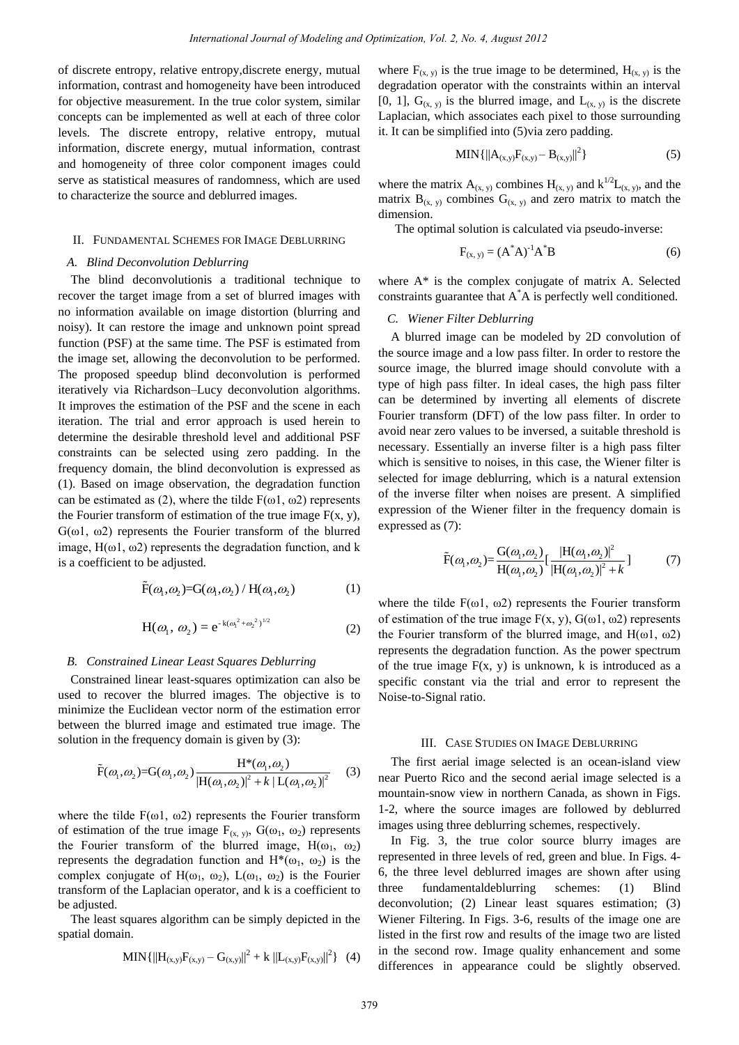of discrete entropy, relative entropy,discrete energy, mutual information, contrast and homogeneity have been introduced for objective measurement. In the true color system, similar concepts can be implemented as well at each of three color levels. The discrete entropy, relative entropy, mutual information, discrete energy, mutual information, contrast and homogeneity of three color component images could serve as statistical measures of randomness, which are used to characterize the source and deblurred images.

## II. Fundamental Schemes for Image Deblurring

### A. Blind Deconvolution Deblurring

The blind deconvolutionis a traditional technique to recover the target image from a set of blurred images with no information available on image distortion (blurring and noisy). It can restore the image and unknown point spread function (PSF) at the same time. The PSF is estimated from the image set, allowing the deconvolution to be performed. The proposed speedup blind deconvolution is performed iteratively via Richardson–Lucy deconvolution algorithms. It improves the estimation of the PSF and the scene in each iteration. The trial and error approach is used herein to determine the desirable threshold level and additional PSF constraints can be selected using zero padding. In the frequency domain, the blind deconvolution is expressed as (1). Based on image observation, the degradation function can be estimated as (2), where the tilde $F(\omega1, \omega2)$ represents the Fourier transform of estimation of the true image $F(x, y)$, $G(\omega1, \omega2)$ represents the Fourier transform of the blurred image, $H(\omega1, \omega2)$ represents the degradation function, and k is a coefficient to be adjusted.

$$\tilde{F}(\omega_1,\omega_2)=G(\omega_1,\omega_2) / H(\omega_1,\omega_2) \tag{1}$$

$$H(\omega_1, \omega_2) = e^{-k(\omega_1^2+\omega_2^2)^{1/2}} \tag{2}$$

### B. Constrained Linear Least Squares Deblurring

Constrained linear least-squares optimization can also be used to recover the blurred images. The objective is to minimize the Euclidean vector norm of the estimation error between the blurred image and estimated true image. The solution in the frequency domain is given by (3):

$$\tilde{F}(\omega_1,\omega_2)=G(\omega_1,\omega_2)\frac{H^*(\omega_1,\omega_2)}{|H(\omega_1,\omega_2)|^2 + k\,|L(\omega_1,\omega_2)|^2} \tag{3}$$

where the tilde $F(\omega1, \omega2)$ represents the Fourier transform of estimation of the true image $F_{(x, y)}$, $G(\omega_1, \omega_2)$ represents the Fourier transform of the blurred image, $H(\omega_1, \omega_2)$ represents the degradation function and $H^*(\omega_1, \omega_2)$ is the complex conjugate of $H(\omega_1, \omega_2)$, $L(\omega_1, \omega_2)$ is the Fourier transform of the Laplacian operator, and k is a coefficient to be adjusted.

The least squares algorithm can be simply depicted in the spatial domain.

$$MIN\{||H_{(x,y)}F_{(x,y)} - G_{(x,y)}||^2 + k\,||L_{(x,y)}F_{(x,y)}||^2\} \tag{4}$$

where $F_{(x, y)}$ is the true image to be determined, $H_{(x, y)}$ is the degradation operator with the constraints within an interval [0, 1], $G_{(x, y)}$ is the blurred image, and $L_{(x, y)}$ is the discrete Laplacian, which associates each pixel to those surrounding it. It can be simplified into (5)via zero padding.

$$MIN\{||A_{(x,y)}F_{(x,y)} - B_{(x,y)}||^2\} \tag{5}$$

where the matrix $A_{(x, y)}$ combines $H_{(x, y)}$ and $k^{1/2}L_{(x, y)}$, and the matrix $B_{(x, y)}$ combines $G_{(x, y)}$ and zero matrix to match the dimension.

The optimal solution is calculated via pseudo-inverse:

$$F_{(x, y)} = (A^*A)^{-1}A^*B \tag{6}$$

where $A^*$ is the complex conjugate of matrix A. Selected constraints guarantee that $A^*A$ is perfectly well conditioned.

### C. Wiener Filter Deblurring

A blurred image can be modeled by 2D convolution of the source image and a low pass filter. In order to restore the source image, the blurred image should convolute with a type of high pass filter. In ideal cases, the high pass filter can be determined by inverting all elements of discrete Fourier transform (DFT) of the low pass filter. In order to avoid near zero values to be inversed, a suitable threshold is necessary. Essentially an inverse filter is a high pass filter which is sensitive to noises, in this case, the Wiener filter is selected for image deblurring, which is a natural extension of the inverse filter when noises are present. A simplified expression of the Wiener filter in the frequency domain is expressed as (7):

$$\tilde{F}(\omega_1,\omega_2)=\frac{G(\omega_1,\omega_2)}{H(\omega_1,\omega_2)}\left[\frac{|H(\omega_1,\omega_2)|^2}{|H(\omega_1,\omega_2)|^2 + k}\right] \tag{7}$$

where the tilde $F(\omega1, \omega2)$ represents the Fourier transform of estimation of the true image $F(x, y)$, $G(\omega1, \omega2)$ represents the Fourier transform of the blurred image, and $H(\omega1, \omega2)$ represents the degradation function. As the power spectrum of the true image $F(x, y)$ is unknown, k is introduced as a specific constant via the trial and error to represent the Noise-to-Signal ratio.

## III. Case Studies on Image Deblurring

The first aerial image selected is an ocean-island view near Puerto Rico and the second aerial image selected is a mountain-snow view in northern Canada, as shown in Figs. 1-2, where the source images are followed by deblurred images using three deblurring schemes, respectively.

In Fig. 3, the true color source blurry images are represented in three levels of red, green and blue. In Figs. 4-6, the three level deblurred images are shown after using three fundamentaldeblurring schemes: (1) Blind deconvolution; (2) Linear least squares estimation; (3) Wiener Filtering. In Figs. 3-6, results of the image one are listed in the first row and results of the image two are listed in the second row. Image quality enhancement and some differences in appearance could be slightly observed.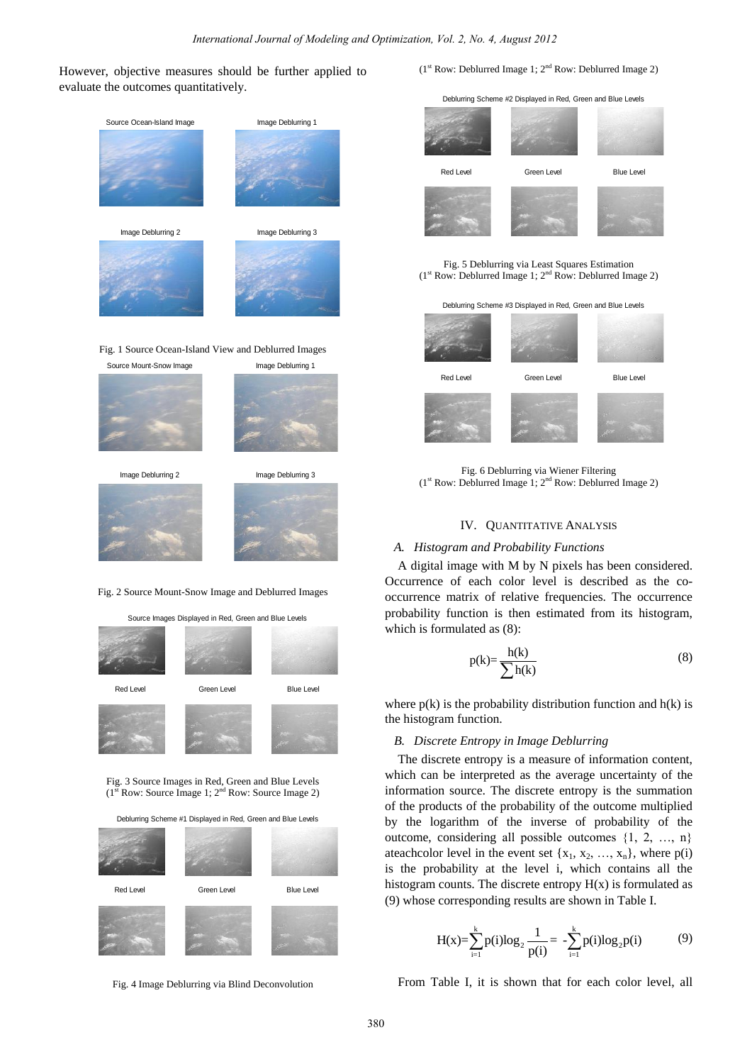However, objective measures should be further applied to evaluate the outcomes quantitatively.

Fig. 1 Source Ocean-Island View and Deblurred Images

Fig. 2 Source Mount-Snow Image and Deblurred Images

Fig. 3 Source Images in Red, Green and Blue Levels (1st Row: Source Image 1; 2nd Row: Source Image 2)

Fig. 4 Image Deblurring via Blind Deconvolution (1st Row: Deblurred Image 1; 2nd Row: Deblurred Image 2)

Fig. 5 Deblurring via Least Squares Estimation (1st Row: Deblurred Image 1; 2nd Row: Deblurred Image 2)

Fig. 6 Deblurring via Wiener Filtering (1st Row: Deblurred Image 1; 2nd Row: Deblurred Image 2)

## IV. Quantitative Analysis

### *A. Histogram and Probability Functions*

A digital image with M by N pixels has been considered. Occurrence of each color level is described as the co-occurrence matrix of relative frequencies. The occurrence probability function is then estimated from its histogram, which is formulated as (8):

$$p(k)=\frac{h(k)}{\sum h(k)} \tag{8}$$

where p(k) is the probability distribution function and h(k) is the histogram function.

### *B. Discrete Entropy in Image Deblurring*

The discrete entropy is a measure of information content, which can be interpreted as the average uncertainty of the information source. The discrete entropy is the summation of the products of the probability of the outcome multiplied by the logarithm of the inverse of probability of the outcome, considering all possible outcomes {1, 2, …, n} ateachcolor level in the event set $\{x_1, x_2, \ldots, x_n\}$, where p(i) is the probability at the level i, which contains all the histogram counts. The discrete entropy H(x) is formulated as (9) whose corresponding results are shown in Table I.

$$H(x)=\sum_{i=1}^{k} p(i)\log_2\frac{1}{p(i)} = -\sum_{i=1}^{k} p(i)\log_2 p(i) \tag{9}$$

From Table I, it is shown that for each color level, all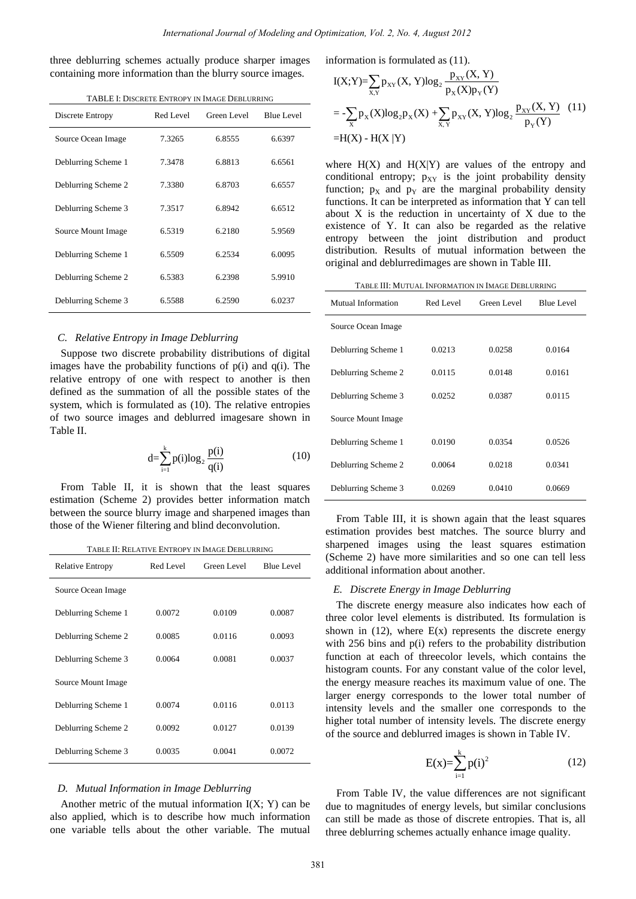three deblurring schemes actually produce sharper images containing more information than the blurry source images.

TABLE I: DISCRETE ENTROPY IN IMAGE DEBLURRING

| Discrete Entropy | Red Level | Green Level | Blue Level |
|---|---|---|---|
| Source Ocean Image | 7.3265 | 6.8555 | 6.6397 |
| Deblurring Scheme 1 | 7.3478 | 6.8813 | 6.6561 |
| Deblurring Scheme 2 | 7.3380 | 6.8703 | 6.6557 |
| Deblurring Scheme 3 | 7.3517 | 6.8942 | 6.6512 |
| Source Mount Image | 6.5319 | 6.2180 | 5.9569 |
| Deblurring Scheme 1 | 6.5509 | 6.2534 | 6.0095 |
| Deblurring Scheme 2 | 6.5383 | 6.2398 | 5.9910 |
| Deblurring Scheme 3 | 6.5588 | 6.2590 | 6.0237 |

### C. Relative Entropy in Image Deblurring

Suppose two discrete probability distributions of digital images have the probability functions of p(i) and q(i). The relative entropy of one with respect to another is then defined as the summation of all the possible states of the system, which is formulated as (10). The relative entropies of two source images and deblurred imagesare shown in Table II.

$$d=\sum_{i=1}^{k}p(i)\log_2\frac{p(i)}{q(i)} \tag{10}$$

From Table II, it is shown that the least squares estimation (Scheme 2) provides better information match between the source blurry image and sharpened images than those of the Wiener filtering and blind deconvolution.

TABLE II: RELATIVE ENTROPY IN IMAGE DEBLURRING

| Relative Entropy | Red Level | Green Level | Blue Level |
|---|---|---|---|
| Source Ocean Image | | | |
| Deblurring Scheme 1 | 0.0072 | 0.0109 | 0.0087 |
| Deblurring Scheme 2 | 0.0085 | 0.0116 | 0.0093 |
| Deblurring Scheme 3 | 0.0064 | 0.0081 | 0.0037 |
| Source Mount Image | | | |
| Deblurring Scheme 1 | 0.0074 | 0.0116 | 0.0113 |
| Deblurring Scheme 2 | 0.0092 | 0.0127 | 0.0139 |
| Deblurring Scheme 3 | 0.0035 | 0.0041 | 0.0072 |

### D. Mutual Information in Image Deblurring

Another metric of the mutual information I(X; Y) can be also applied, which is to describe how much information one variable tells about the other variable. The mutual information is formulated as (11).

$$\begin{aligned} I(X;Y)&=\sum_{X,Y}p_{XY}(X,Y)\log_2\frac{p_{XY}(X,Y)}{p_X(X)p_Y(Y)} \\ &=-\sum_{X}p_X(X)\log_2 p_X(X)+\sum_{X,Y}p_{XY}(X,Y)\log_2\frac{p_{XY}(X,Y)}{p_Y(Y)} \\ &=H(X)-H(X\,|Y) \end{aligned} \tag{11}$$

where H(X) and H(X|Y) are values of the entropy and conditional entropy; $p_{XY}$ is the joint probability density function; $p_X$ and $p_Y$ are the marginal probability density functions. It can be interpreted as information that Y can tell about X is the reduction in uncertainty of X due to the existence of Y. It can also be regarded as the relative entropy between the joint distribution and product distribution. Results of mutual information between the original and deblurredimages are shown in Table III.

TABLE III: MUTUAL INFORMATION IN IMAGE DEBLURRING

| Mutual Information | Red Level | Green Level | Blue Level |
|---|---|---|---|
| Source Ocean Image | | | |
| Deblurring Scheme 1 | 0.0213 | 0.0258 | 0.0164 |
| Deblurring Scheme 2 | 0.0115 | 0.0148 | 0.0161 |
| Deblurring Scheme 3 | 0.0252 | 0.0387 | 0.0115 |
| Source Mount Image | | | |
| Deblurring Scheme 1 | 0.0190 | 0.0354 | 0.0526 |
| Deblurring Scheme 2 | 0.0064 | 0.0218 | 0.0341 |
| Deblurring Scheme 3 | 0.0269 | 0.0410 | 0.0669 |

From Table III, it is shown again that the least squares estimation provides best matches. The source blurry and sharpened images using the least squares estimation (Scheme 2) have more similarities and so one can tell less additional information about another.

### E. Discrete Energy in Image Deblurring

The discrete energy measure also indicates how each of three color level elements is distributed. Its formulation is shown in (12), where E(x) represents the discrete energy with 256 bins and p(i) refers to the probability distribution function at each of threecolor levels, which contains the histogram counts. For any constant value of the color level, the energy measure reaches its maximum value of one. The larger energy corresponds to the lower total number of intensity levels and the smaller one corresponds to the higher total number of intensity levels. The discrete energy of the source and deblurred images is shown in Table IV.

$$E(x)=\sum_{i=1}^{k}p(i)^2 \tag{12}$$

From Table IV, the value differences are not significant due to magnitudes of energy levels, but similar conclusions can still be made as those of discrete entropies. That is, all three deblurring schemes actually enhance image quality.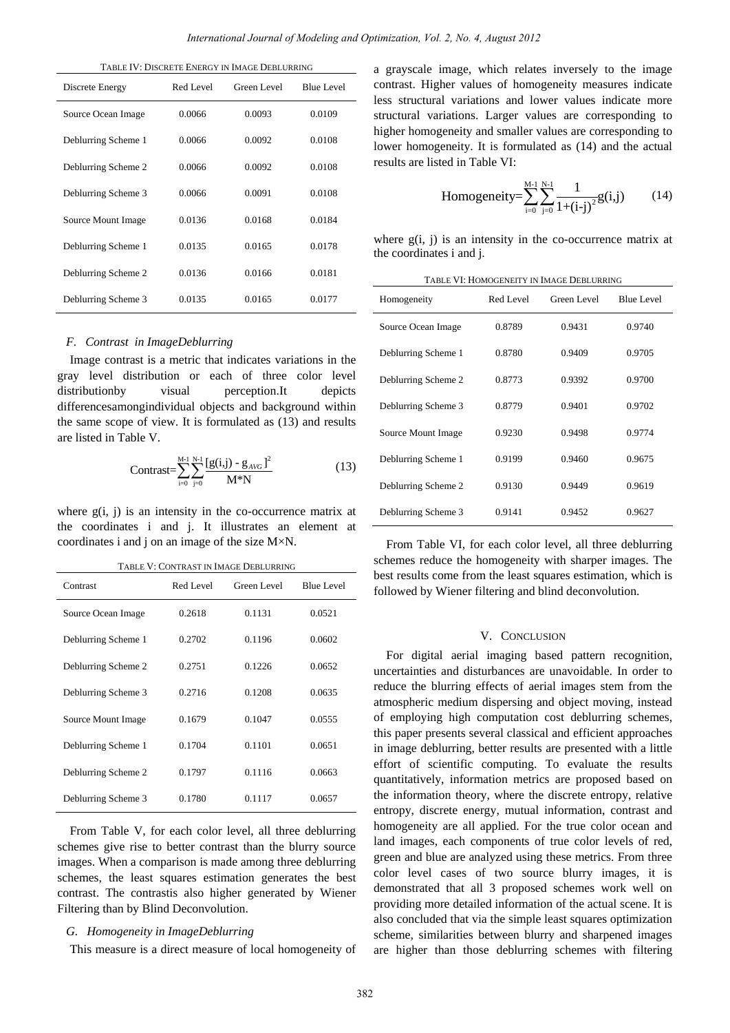TABLE IV: DISCRETE ENERGY IN IMAGE DEBLURRING

| Discrete Energy | Red Level | Green Level | Blue Level |
|---|---|---|---|
| Source Ocean Image | 0.0066 | 0.0093 | 0.0109 |
| Deblurring Scheme 1 | 0.0066 | 0.0092 | 0.0108 |
| Deblurring Scheme 2 | 0.0066 | 0.0092 | 0.0108 |
| Deblurring Scheme 3 | 0.0066 | 0.0091 | 0.0108 |
| Source Mount Image | 0.0136 | 0.0168 | 0.0184 |
| Deblurring Scheme 1 | 0.0135 | 0.0165 | 0.0178 |
| Deblurring Scheme 2 | 0.0136 | 0.0166 | 0.0181 |
| Deblurring Scheme 3 | 0.0135 | 0.0165 | 0.0177 |

### F. Contrast in ImageDeblurring

Image contrast is a metric that indicates variations in the gray level distribution or each of three color level distributionby visual perception.It depicts differencesamongindividual objects and background within the same scope of view. It is formulated as (13) and results are listed in Table V.

$$\text{Contrast}=\sum_{i=0}^{M-1}\sum_{j=0}^{N-1}\frac{[g(i,j) - g_{AVG}]^2}{M*N} \tag{13}$$

where g(i, j) is an intensity in the co-occurrence matrix at the coordinates i and j. It illustrates an element at coordinates i and j on an image of the size M×N.

TABLE V: CONTRAST IN IMAGE DEBLURRING

| Contrast | Red Level | Green Level | Blue Level |
|---|---|---|---|
| Source Ocean Image | 0.2618 | 0.1131 | 0.0521 |
| Deblurring Scheme 1 | 0.2702 | 0.1196 | 0.0602 |
| Deblurring Scheme 2 | 0.2751 | 0.1226 | 0.0652 |
| Deblurring Scheme 3 | 0.2716 | 0.1208 | 0.0635 |
| Source Mount Image | 0.1679 | 0.1047 | 0.0555 |
| Deblurring Scheme 1 | 0.1704 | 0.1101 | 0.0651 |
| Deblurring Scheme 2 | 0.1797 | 0.1116 | 0.0663 |
| Deblurring Scheme 3 | 0.1780 | 0.1117 | 0.0657 |

From Table V, for each color level, all three deblurring schemes give rise to better contrast than the blurry source images. When a comparison is made among three deblurring schemes, the least squares estimation generates the best contrast. The contrastis also higher generated by Wiener Filtering than by Blind Deconvolution.

### G. Homogeneity in ImageDeblurring

This measure is a direct measure of local homogeneity of a grayscale image, which relates inversely to the image contrast. Higher values of homogeneity measures indicate less structural variations and lower values indicate more structural variations. Larger values are corresponding to higher homogeneity and smaller values are corresponding to lower homogeneity. It is formulated as (14) and the actual results are listed in Table VI:

$$\text{Homogeneity}=\sum_{i=0}^{M-1}\sum_{j=0}^{N-1}\frac{1}{1+(i-j)^2}g(i,j) \tag{14}$$

where g(i, j) is an intensity in the co-occurrence matrix at the coordinates i and j.

TABLE VI: HOMOGENEITY IN IMAGE DEBLURRING

| Homogeneity | Red Level | Green Level | Blue Level |
|---|---|---|---|
| Source Ocean Image | 0.8789 | 0.9431 | 0.9740 |
| Deblurring Scheme 1 | 0.8780 | 0.9409 | 0.9705 |
| Deblurring Scheme 2 | 0.8773 | 0.9392 | 0.9700 |
| Deblurring Scheme 3 | 0.8779 | 0.9401 | 0.9702 |
| Source Mount Image | 0.9230 | 0.9498 | 0.9774 |
| Deblurring Scheme 1 | 0.9199 | 0.9460 | 0.9675 |
| Deblurring Scheme 2 | 0.9130 | 0.9449 | 0.9619 |
| Deblurring Scheme 3 | 0.9141 | 0.9452 | 0.9627 |

From Table VI, for each color level, all three deblurring schemes reduce the homogeneity with sharper images. The best results come from the least squares estimation, which is followed by Wiener filtering and blind deconvolution.

## V. CONCLUSION

For digital aerial imaging based pattern recognition, uncertainties and disturbances are unavoidable. In order to reduce the blurring effects of aerial images stem from the atmospheric medium dispersing and object moving, instead of employing high computation cost deblurring schemes, this paper presents several classical and efficient approaches in image deblurring, better results are presented with a little effort of scientific computing. To evaluate the results quantitatively, information metrics are proposed based on the information theory, where the discrete entropy, relative entropy, discrete energy, mutual information, contrast and homogeneity are all applied. For the true color ocean and land images, each components of true color levels of red, green and blue are analyzed using these metrics. From three color level cases of two source blurry images, it is demonstrated that all 3 proposed schemes work well on providing more detailed information of the actual scene. It is also concluded that via the simple least squares optimization scheme, similarities between blurry and sharpened images are higher than those deblurring schemes with filtering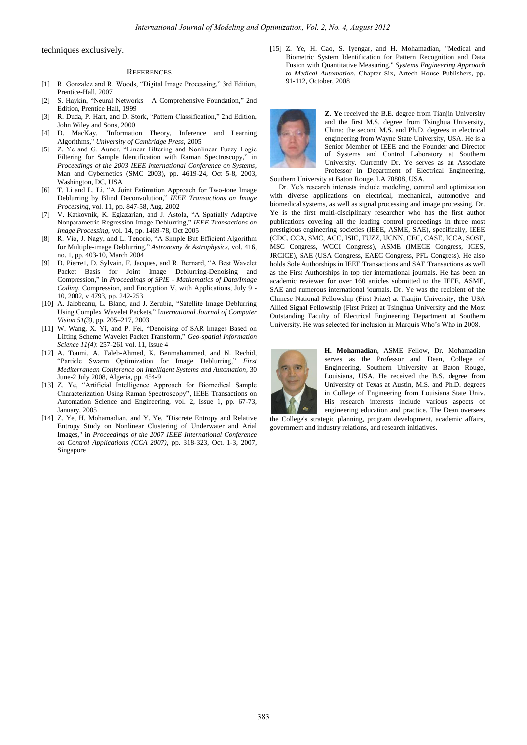techniques exclusively.

## REFERENCES

[1] R. Gonzalez and R. Woods, "Digital Image Processing," 3rd Edition, Prentice-Hall, 2007

[2] S. Haykin, "Neural Networks – A Comprehensive Foundation," 2nd Edition, Prentice Hall, 1999

[3] R. Duda, P. Hart, and D. Stork, "Pattern Classification," 2nd Edition, John Wiley and Sons, 2000

[4] D. MacKay, "Information Theory, Inference and Learning Algorithms," *University of Cambridge Press*, 2005

[5] Z. Ye and G. Auner, "Linear Filtering and Nonlinear Fuzzy Logic Filtering for Sample Identification with Raman Spectroscopy," in *Proceedings of the 2003 IEEE International Conference on Systems*, Man and Cybernetics (SMC 2003), pp. 4619-24, Oct 5-8, 2003, Washington, DC, USA

[6] T. Li and L. Li, "A Joint Estimation Approach for Two-tone Image Deblurring by Blind Deconvolution," *IEEE Transactions on Image Processing*, vol. 11, pp. 847-58, Aug. 2002

[7] V. Katkovnik, K. Egiazarian, and J. Astola, "A Spatially Adaptive Nonparametric Regression Image Deblurring," *IEEE Transactions on Image Processing*, vol. 14, pp. 1469-78, Oct 2005

[8] R. Vio, J. Nagy, and L. Tenorio, "A Simple But Efficient Algorithm for Multiple-image Deblurring," *Astronomy & Astrophysics*, vol. 416, no. 1, pp. 403-10, March 2004

[9] D. Pierre1, D. Sylvain, F. Jacques, and R. Bernard, "A Best Wavelet Packet Basis for Joint Image Deblurring-Denoising and Compression," in *Proceedings of SPIE - Mathematics of Data/Image Coding*, Compression, and Encryption V, with Applications, July 9 - 10, 2002, v 4793, pp. 242-253

[10] A. Jalobeanu, L. Blanc, and J. Zerubia, "Satellite Image Deblurring Using Complex Wavelet Packets," I*nternational Journal of Computer Vision 51(3)*, pp. 205–217, 2003

[11] W. Wang, X. Yi, and P. Fei, "Denoising of SAR Images Based on Lifting Scheme Wavelet Packet Transform," *Geo-spatial Information Science 11(4)*: 257-261 vol. 11, Issue 4

[12] A. Toumi, A. Taleb-Ahmed, K. Benmahammed, and N. Rechid, "Particle Swarm Optimization for Image Deblurring," *First Mediterranean Conference on Intelligent Systems and Automation*, 30 June-2 July 2008, Algeria, pp. 454-9

[13] Z. Ye, "Artificial Intelligence Approach for Biomedical Sample Characterization Using Raman Spectroscopy", IEEE Transactions on Automation Science and Engineering, vol. 2, Issue 1, pp. 67-73, January, 2005

[14] Z. Ye, H. Mohamadian, and Y. Ye, "Discrete Entropy and Relative Entropy Study on Nonlinear Clustering of Underwater and Arial Images," in *Proceedings of the 2007 IEEE International Conference on Control Applications (CCA 2007)*, pp. 318-323, Oct. 1-3, 2007, Singapore

[15] Z. Ye, H. Cao, S. Iyengar, and H. Mohamadian, "Medical and Biometric System Identification for Pattern Recognition and Data Fusion with Quantitative Measuring," *Systems Engineering Approach to Medical Automation*, Chapter Six, Artech House Publishers, pp. 91-112, October, 2008

**Z. Ye** received the B.E. degree from Tianjin University and the first M.S. degree from Tsinghua University, China; the second M.S. and Ph.D. degrees in electrical engineering from Wayne State University, USA. He is a Senior Member of IEEE and the Founder and Director of Systems and Control Laboratory at Southern University. Currently Dr. Ye serves as an Associate Professor in Department of Electrical Engineering, Southern University at Baton Rouge, LA 70808, USA.

Dr. Ye's research interests include modeling, control and optimization with diverse applications on electrical, mechanical, automotive and biomedical systems, as well as signal processing and image processing. Dr. Ye is the first multi-disciplinary researcher who has the first author publications covering all the leading control proceedings in three most prestigious engineering societies (IEEE, ASME, SAE), specifically, IEEE (CDC, CCA, SMC, ACC, ISIC, FUZZ, IJCNN, CEC, CASE, ICCA, SOSE, MSC Congress, WCCI Congress), ASME (IMECE Congress, ICES, JRCICE), SAE (USA Congress, EAEC Congress, PFL Congress). He also holds Sole Authorships in IEEE Transactions and SAE Transactions as well as the First Authorships in top tier international journals. He has been an academic reviewer for over 160 articles submitted to the IEEE, ASME, SAE and numerous international journals. Dr. Ye was the recipient of the Chinese National Fellowship (First Prize) at Tianjin University, the USA Allied Signal Fellowship (First Prize) at Tsinghua University and the Most Outstanding Faculty of Electrical Engineering Department at Southern University. He was selected for inclusion in Marquis Who's Who in 2008.

**H. Mohamadian**, ASME Fellow, Dr. Mohamadian serves as the Professor and Dean, College of Engineering, Southern University at Baton Rouge, Louisiana, USA. He received the B.S. degree from University of Texas at Austin, M.S. and Ph.D. degrees in College of Engineering from Louisiana State Univ. His research interests include various aspects of engineering education and practice. The Dean oversees the College's strategic planning, program development, academic affairs, government and industry relations, and research initiatives.